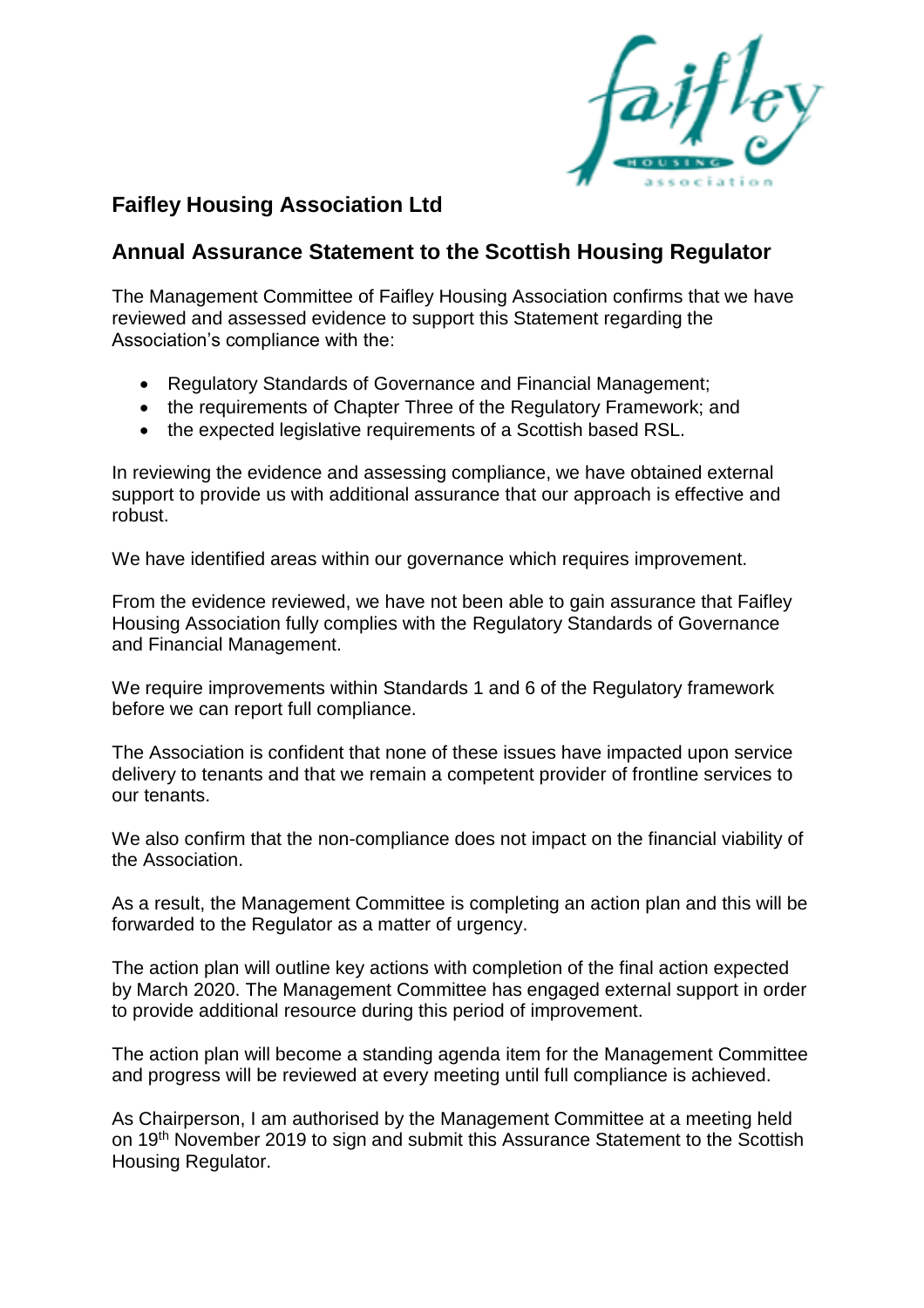## Faifley Housing Association Ltd

## Annual Assurance Statement to the Scottish Housing Regulator

The Management Committee of Faifley Housing Association confirms that we have reviewed and assessed evidence to support this Statement regarding the Association's compliance with the:

- Regulatory Standards of Governance and Financial Management;
- the requirements of Chapter Three of the Regulatory Framework; and
- the expected legislative requirements of a Scottish based RSL.

In reviewing the evidence and assessing compliance, we have obtained external support to provide us with additional assurance that our approach is effective and robust.

We have identified areas within our governance which requires improvement.

From the evidence reviewed, we have not been able to gain assurance that Faifley Housing Association fully complies with the Regulatory Standards of Governance and Financial Management.

We require improvements within Standards 1 and 6 of the Regulatory framework before we can report full compliance.

The Association is confident that none of these issues have impacted upon service delivery to tenants and that we remain a competent provider of frontline services to our tenants.

We also confirm that the non-compliance does not impact on the financial viability of the Association.

As a result, the Management Committee is completing an action plan and this will be forwarded to the Regulator as a matter of urgency.

The action plan will outline key actions with completion of the final action expected by March 2020. The Management Committee has engaged external support in order to provide additional resource during this period of improvement.

The action plan will become a standing agenda item for the Management Committee and progress will be reviewed at every meeting until full compliance is achieved.

As Chairperson, I am authorised by the Management Committee at a meeting held on 19th November 2019 to sign and submit this Assurance Statement to the Scottish Housing Regulator.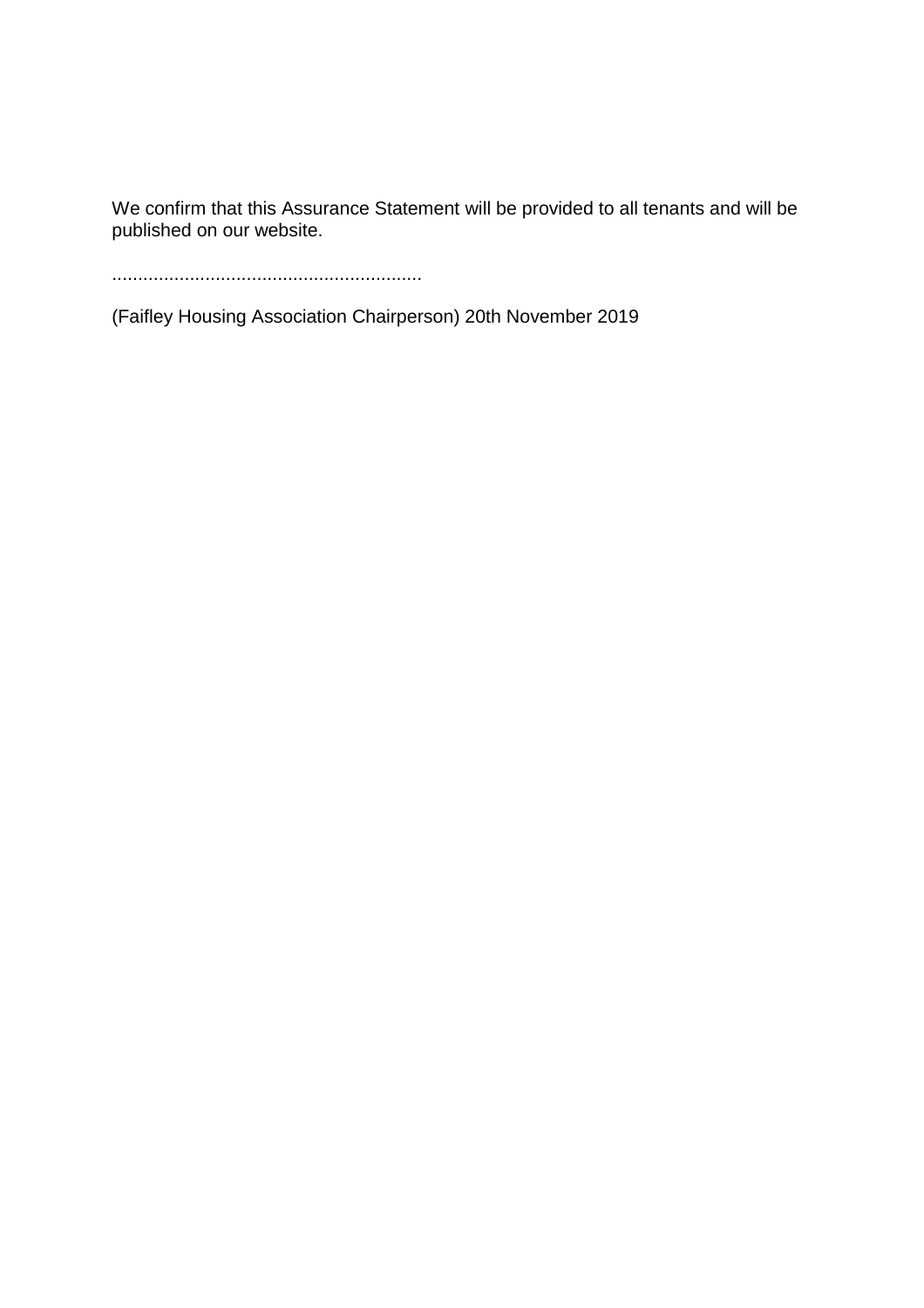We confirm that this Assurance Statement will be provided to all tenants and will be published on our website.

...........................................................

(Faifley Housing Association Chairperson) 20th November 2019